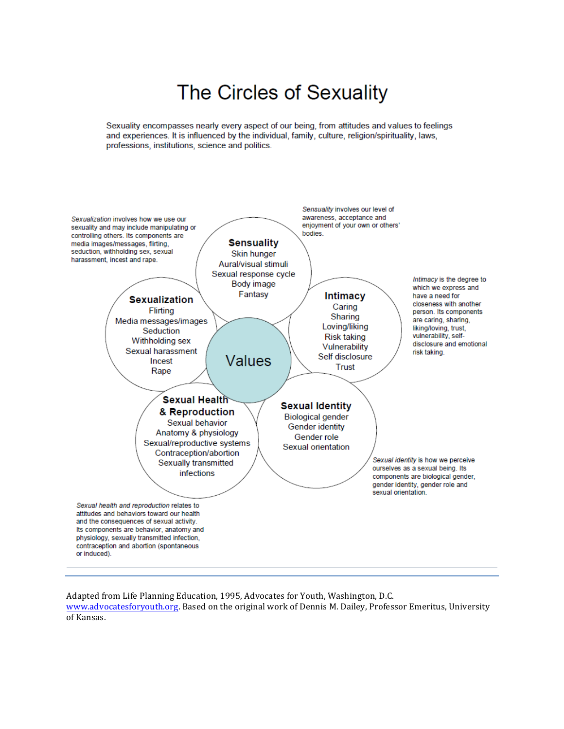# The Circles of Sexuality

Sexuality encompasses nearly every aspect of our being, from attitudes and values to feelings and experiences. It is influenced by the individual, family, culture, religion/spirituality, laws, professions, institutions, science and politics.

*Sexualization* involves how we use our sexuality and may include manipulating or controlling others. Its components are media images/messages, flirting, seduction, withholding sex, sexual harassment, incest and rape.

*Sensuality* involves our level of awareness, acceptance and enjoyment of your own or others' bodies.

**Sensuality**
Skin hunger
Aural/visual stimuli
Sexual response cycle
Body image
Fantasy

**Sexualization**
Flirting
Media messages/images
Seduction
Withholding sex
Sexual harassment
Incest
Rape

**Values**

**Intimacy**
Caring
Sharing
Loving/liking
Risk taking
Vulnerability
Self disclosure
Trust

*Intimacy* is the degree to which we express and have a need for closeness with another person. Its components are caring, sharing, liking/loving, trust, vulnerability, self-disclosure and emotional risk taking.

**Sexual Health & Reproduction**
Sexual behavior
Anatomy & physiology
Sexual/reproductive systems
Contraception/abortion
Sexually transmitted infections

**Sexual Identity**
Biological gender
Gender identity
Gender role
Sexual orientation

*Sexual identity* is how we perceive ourselves as a sexual being. Its components are biological gender, gender identity, gender role and sexual orientation.

*Sexual health and reproduction* relates to attitudes and behaviors toward our health and the consequences of sexual activity. Its components are behavior, anatomy and physiology, sexually transmitted infection, contraception and abortion (spontaneous or induced).

---

Adapted from Life Planning Education, 1995, Advocates for Youth, Washington, D.C. www.advocatesforyouth.org. Based on the original work of Dennis M. Dailey, Professor Emeritus, University of Kansas.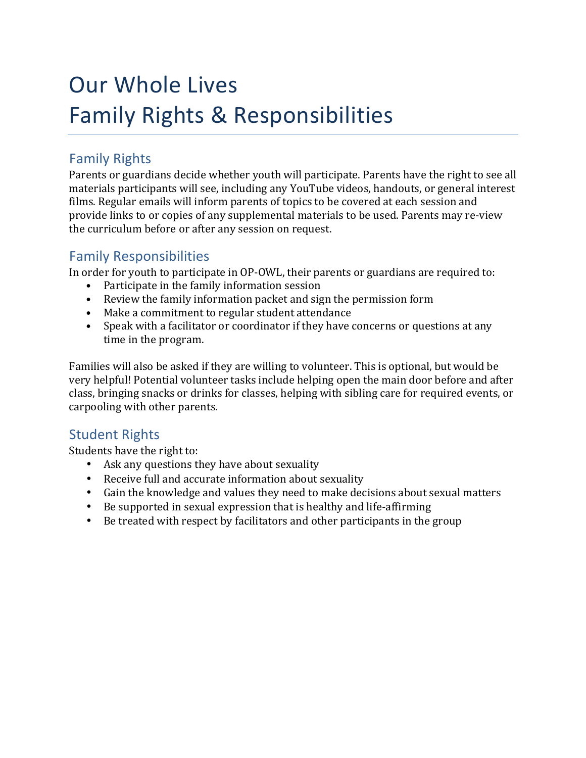# Our Whole Lives
# Family Rights & Responsibilities

## Family Rights

Parents or guardians decide whether youth will participate. Parents have the right to see all materials participants will see, including any YouTube videos, handouts, or general interest films. Regular emails will inform parents of topics to be covered at each session and provide links to or copies of any supplemental materials to be used. Parents may re-view the curriculum before or after any session on request.

## Family Responsibilities

In order for youth to participate in OP-OWL, their parents or guardians are required to:

- Participate in the family information session
- Review the family information packet and sign the permission form
- Make a commitment to regular student attendance
- Speak with a facilitator or coordinator if they have concerns or questions at any time in the program.

Families will also be asked if they are willing to volunteer. This is optional, but would be very helpful! Potential volunteer tasks include helping open the main door before and after class, bringing snacks or drinks for classes, helping with sibling care for required events, or carpooling with other parents.

## Student Rights

Students have the right to:

- Ask any questions they have about sexuality
- Receive full and accurate information about sexuality
- Gain the knowledge and values they need to make decisions about sexual matters
- Be supported in sexual expression that is healthy and life-affirming
- Be treated with respect by facilitators and other participants in the group